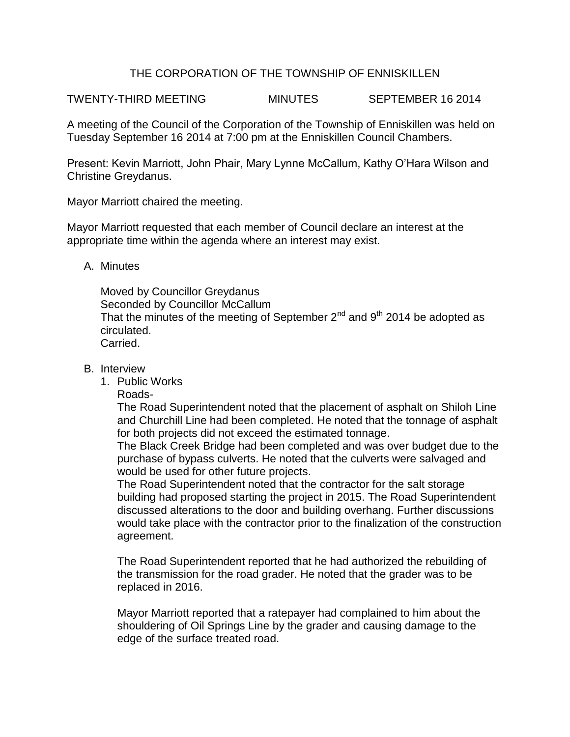# THE CORPORATION OF THE TOWNSHIP OF ENNISKILLEN

TWENTY-THIRD MEETING MINUTES SEPTEMBER 16 2014

A meeting of the Council of the Corporation of the Township of Enniskillen was held on Tuesday September 16 2014 at 7:00 pm at the Enniskillen Council Chambers.

Present: Kevin Marriott, John Phair, Mary Lynne McCallum, Kathy O'Hara Wilson and Christine Greydanus.

Mayor Marriott chaired the meeting.

Mayor Marriott requested that each member of Council declare an interest at the appropriate time within the agenda where an interest may exist.

A. Minutes

Moved by Councillor Greydanus
Seconded by Councillor McCallum
That the minutes of the meeting of September 2nd and 9th 2014 be adopted as circulated.
Carried.

B. Interview

1. Public Works

Roads-

The Road Superintendent noted that the placement of asphalt on Shiloh Line and Churchill Line had been completed. He noted that the tonnage of asphalt for both projects did not exceed the estimated tonnage.

The Black Creek Bridge had been completed and was over budget due to the purchase of bypass culverts. He noted that the culverts were salvaged and would be used for other future projects.

The Road Superintendent noted that the contractor for the salt storage building had proposed starting the project in 2015. The Road Superintendent discussed alterations to the door and building overhang. Further discussions would take place with the contractor prior to the finalization of the construction agreement.

The Road Superintendent reported that he had authorized the rebuilding of the transmission for the road grader. He noted that the grader was to be replaced in 2016.

Mayor Marriott reported that a ratepayer had complained to him about the shouldering of Oil Springs Line by the grader and causing damage to the edge of the surface treated road.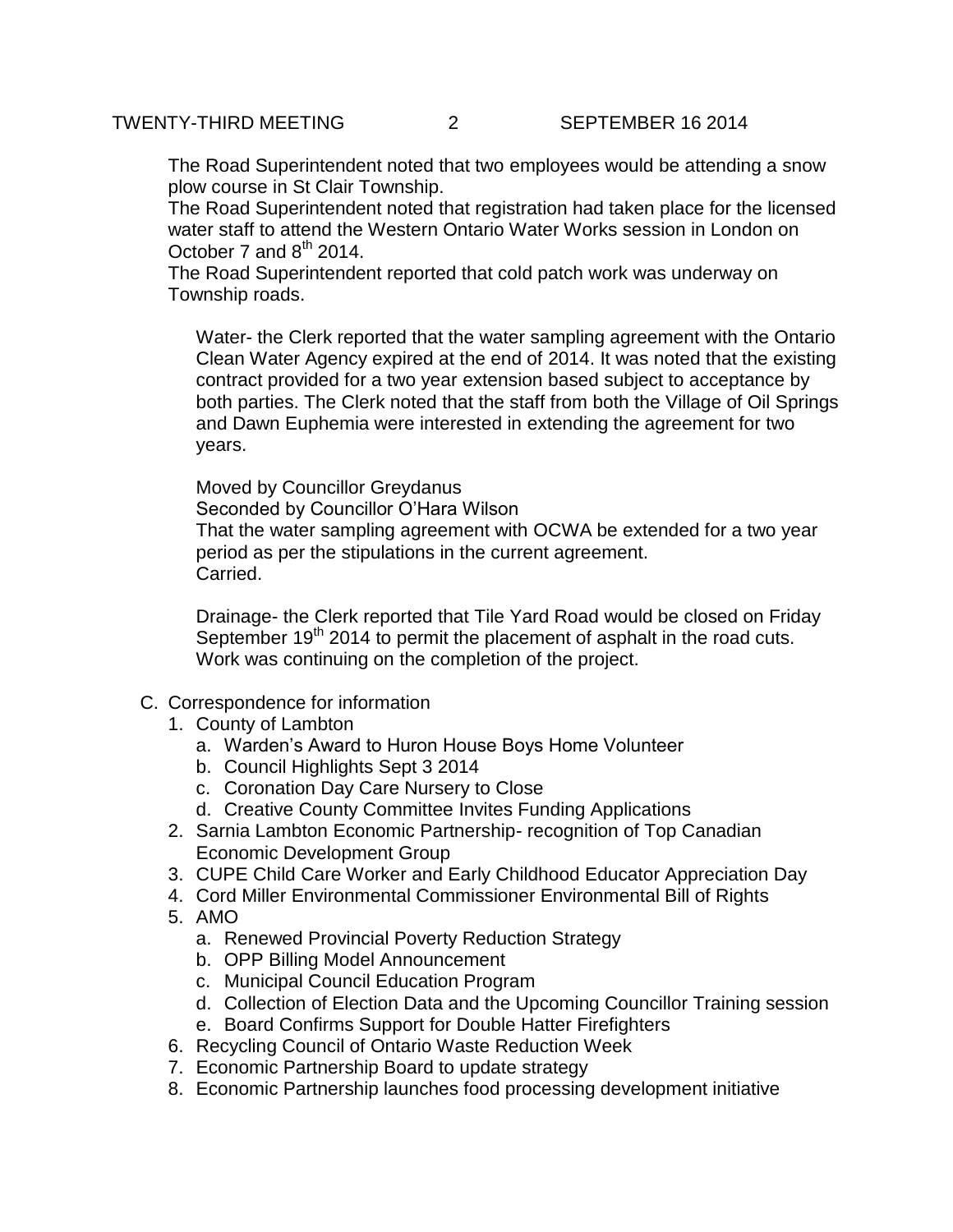The Road Superintendent noted that two employees would be attending a snow plow course in St Clair Township.
The Road Superintendent noted that registration had taken place for the licensed water staff to attend the Western Ontario Water Works session in London on October 7 and 8th 2014.
The Road Superintendent reported that cold patch work was underway on Township roads.

Water- the Clerk reported that the water sampling agreement with the Ontario Clean Water Agency expired at the end of 2014. It was noted that the existing contract provided for a two year extension based subject to acceptance by both parties. The Clerk noted that the staff from both the Village of Oil Springs and Dawn Euphemia were interested in extending the agreement for two years.

Moved by Councillor Greydanus
Seconded by Councillor O'Hara Wilson
That the water sampling agreement with OCWA be extended for a two year period as per the stipulations in the current agreement.
Carried.

Drainage- the Clerk reported that Tile Yard Road would be closed on Friday September 19th 2014 to permit the placement of asphalt in the road cuts. Work was continuing on the completion of the project.

C. Correspondence for information
   1. County of Lambton
      a. Warden's Award to Huron House Boys Home Volunteer
      b. Council Highlights Sept 3 2014
      c. Coronation Day Care Nursery to Close
      d. Creative County Committee Invites Funding Applications
   2. Sarnia Lambton Economic Partnership- recognition of Top Canadian Economic Development Group
   3. CUPE Child Care Worker and Early Childhood Educator Appreciation Day
   4. Cord Miller Environmental Commissioner Environmental Bill of Rights
   5. AMO
      a. Renewed Provincial Poverty Reduction Strategy
      b. OPP Billing Model Announcement
      c. Municipal Council Education Program
      d. Collection of Election Data and the Upcoming Councillor Training session
      e. Board Confirms Support for Double Hatter Firefighters
   6. Recycling Council of Ontario Waste Reduction Week
   7. Economic Partnership Board to update strategy
   8. Economic Partnership launches food processing development initiative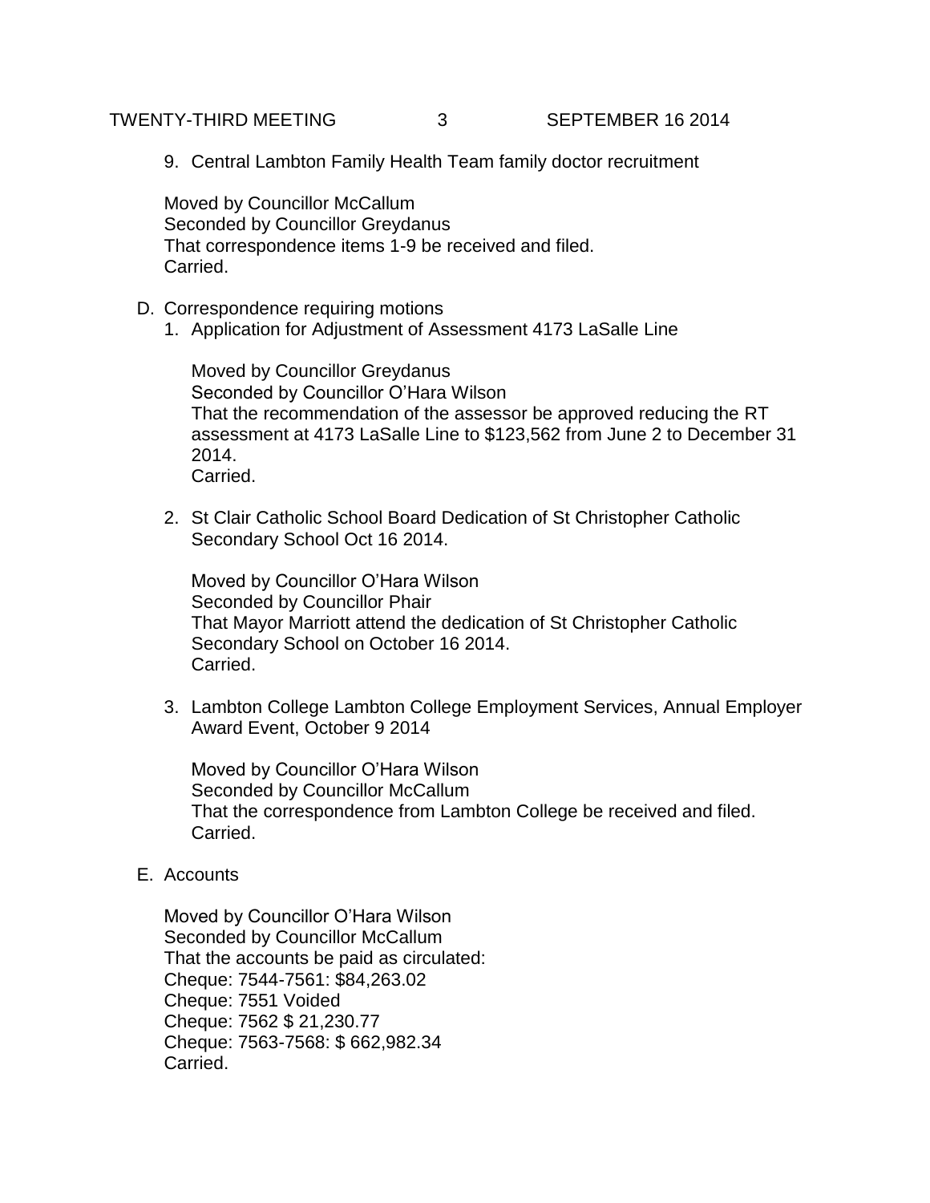9. Central Lambton Family Health Team family doctor recruitment

Moved by Councillor McCallum
Seconded by Councillor Greydanus
That correspondence items 1-9 be received and filed.
Carried.

D. Correspondence requiring motions

1. Application for Adjustment of Assessment 4173 LaSalle Line

   Moved by Councillor Greydanus
   Seconded by Councillor O'Hara Wilson
   That the recommendation of the assessor be approved reducing the RT assessment at 4173 LaSalle Line to $123,562 from June 2 to December 31 2014.
   Carried.

2. St Clair Catholic School Board Dedication of St Christopher Catholic Secondary School Oct 16 2014.

   Moved by Councillor O'Hara Wilson
   Seconded by Councillor Phair
   That Mayor Marriott attend the dedication of St Christopher Catholic Secondary School on October 16 2014.
   Carried.

3. Lambton College Lambton College Employment Services, Annual Employer Award Event, October 9 2014

   Moved by Councillor O'Hara Wilson
   Seconded by Councillor McCallum
   That the correspondence from Lambton College be received and filed.
   Carried.

E. Accounts

Moved by Councillor O'Hara Wilson
Seconded by Councillor McCallum
That the accounts be paid as circulated:
Cheque: 7544-7561: $84,263.02
Cheque: 7551 Voided
Cheque: 7562 $ 21,230.77
Cheque: 7563-7568: $ 662,982.34
Carried.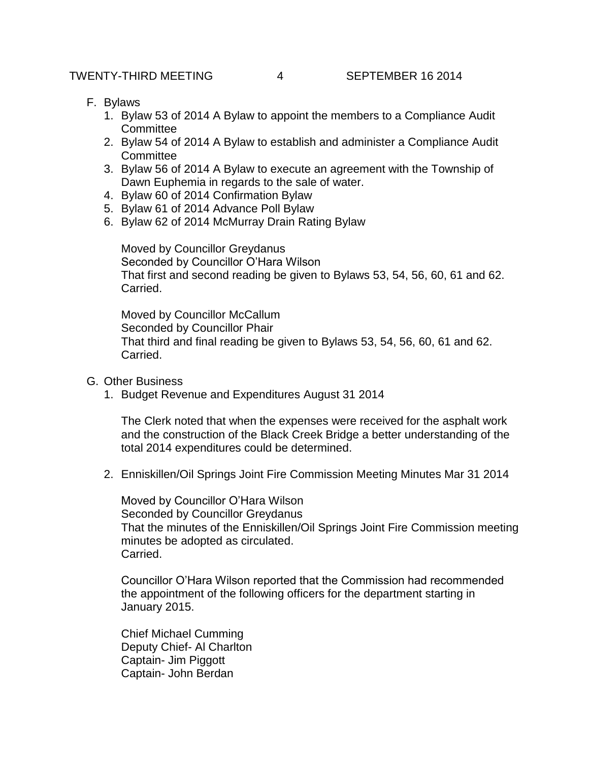F. Bylaws
   1. Bylaw 53 of 2014 A Bylaw to appoint the members to a Compliance Audit Committee
   2. Bylaw 54 of 2014 A Bylaw to establish and administer a Compliance Audit Committee
   3. Bylaw 56 of 2014 A Bylaw to execute an agreement with the Township of Dawn Euphemia in regards to the sale of water.
   4. Bylaw 60 of 2014 Confirmation Bylaw
   5. Bylaw 61 of 2014 Advance Poll Bylaw
   6. Bylaw 62 of 2014 McMurray Drain Rating Bylaw

   Moved by Councillor Greydanus
   Seconded by Councillor O'Hara Wilson
   That first and second reading be given to Bylaws 53, 54, 56, 60, 61 and 62.
   Carried.

   Moved by Councillor McCallum
   Seconded by Councillor Phair
   That third and final reading be given to Bylaws 53, 54, 56, 60, 61 and 62.
   Carried.

G. Other Business
   1. Budget Revenue and Expenditures August 31 2014

   The Clerk noted that when the expenses were received for the asphalt work and the construction of the Black Creek Bridge a better understanding of the total 2014 expenditures could be determined.

   2. Enniskillen/Oil Springs Joint Fire Commission Meeting Minutes Mar 31 2014

   Moved by Councillor O'Hara Wilson
   Seconded by Councillor Greydanus
   That the minutes of the Enniskillen/Oil Springs Joint Fire Commission meeting minutes be adopted as circulated.
   Carried.

   Councillor O'Hara Wilson reported that the Commission had recommended the appointment of the following officers for the department starting in January 2015.

   Chief Michael Cumming
   Deputy Chief- Al Charlton
   Captain- Jim Piggott
   Captain- John Berdan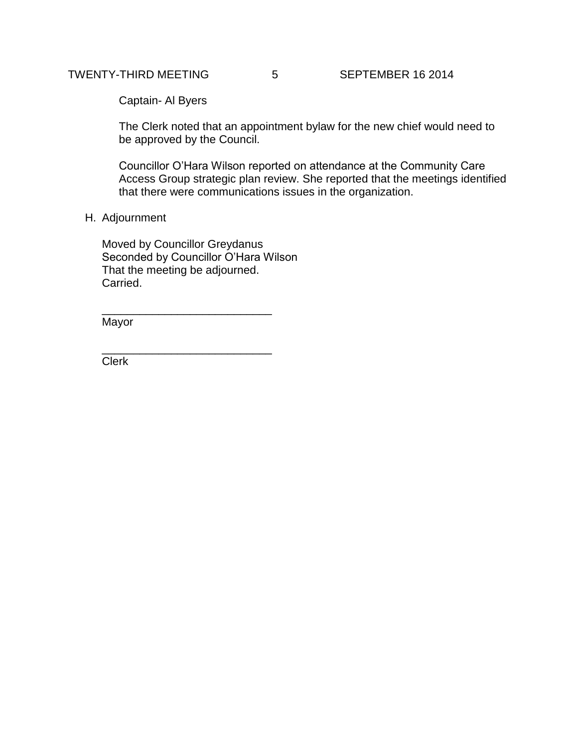Captain- Al Byers

The Clerk noted that an appointment bylaw for the new chief would need to be approved by the Council.

Councillor O'Hara Wilson reported on attendance at the Community Care Access Group strategic plan review. She reported that the meetings identified that there were communications issues in the organization.

H. Adjournment

Moved by Councillor Greydanus
Seconded by Councillor O'Hara Wilson
That the meeting be adjourned.
Carried.

___________________________
Mayor

___________________________
Clerk